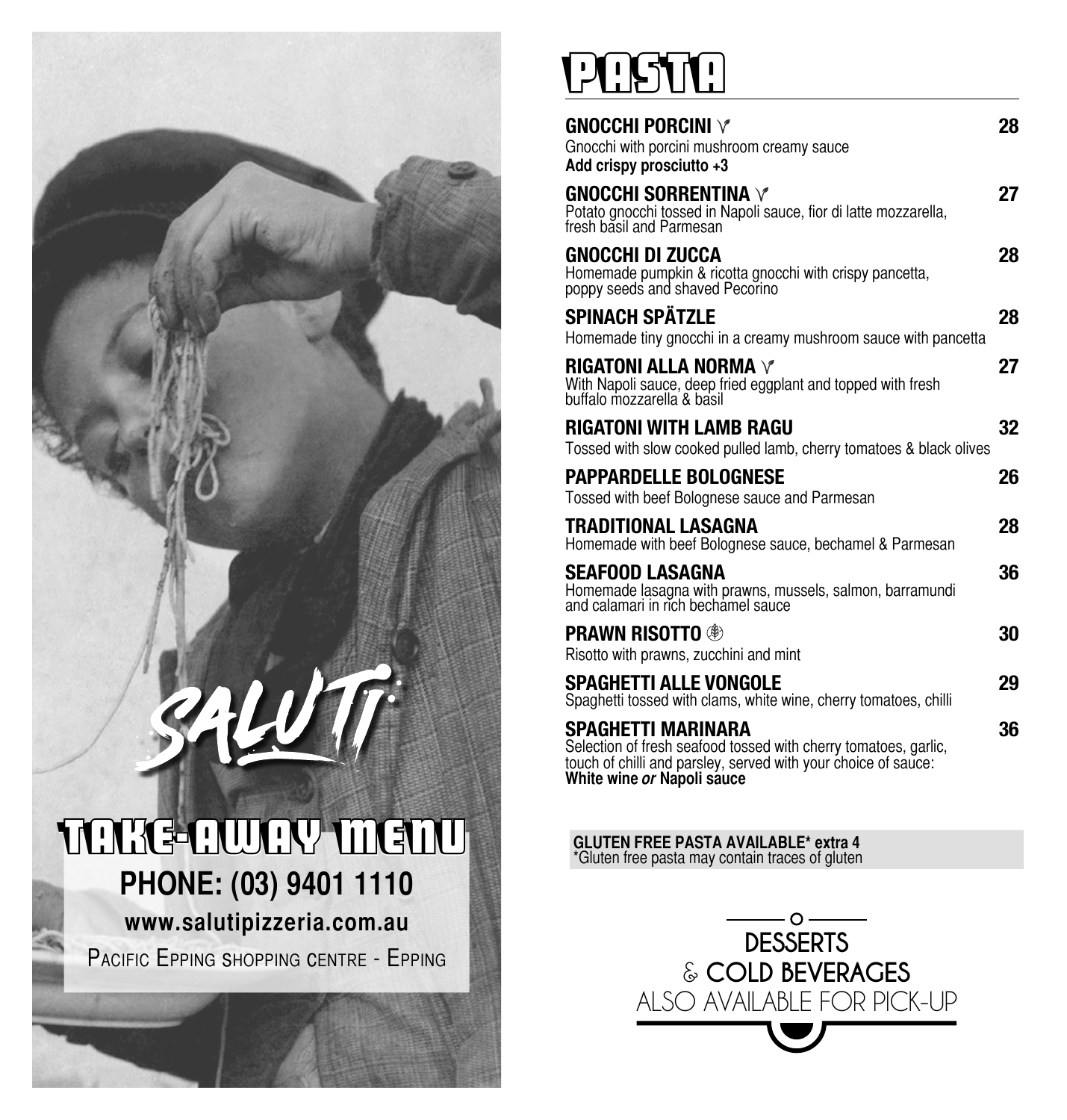# SALUTI

## TAKE-AWAY MENU

**PHONE: (03) 9401 1110**

**www.salutipizzeria.com.au**

PACIFIC EPPING SHOPPING CENTRE - EPPING

# PASTA

**GNOCCHI PORCINI** V — **28**
Gnocchi with porcini mushroom creamy sauce
**Add crispy prosciutto +3**

**GNOCCHI SORRENTINA** V — **27**
Potato gnocchi tossed in Napoli sauce, fior di latte mozzarella, fresh basil and Parmesan

**GNOCCHI DI ZUCCA** — **28**
Homemade pumpkin & ricotta gnocchi with crispy pancetta, poppy seeds and shaved Pecorino

**SPINACH SPÄTZLE** — **28**
Homemade tiny gnocchi in a creamy mushroom sauce with pancetta

**RIGATONI ALLA NORMA** V — **27**
With Napoli sauce, deep fried eggplant and topped with fresh buffalo mozzarella & basil

**RIGATONI WITH LAMB RAGU** — **32**
Tossed with slow cooked pulled lamb, cherry tomatoes & black olives

**PAPPARDELLE BOLOGNESE** — **26**
Tossed with beef Bolognese sauce and Parmesan

**TRADITIONAL LASAGNA** — **28**
Homemade with beef Bolognese sauce, bechamel & Parmesan

**SEAFOOD LASAGNA** — **36**
Homemade lasagna with prawns, mussels, salmon, barramundi and calamari in rich bechamel sauce

**PRAWN RISOTTO** (GF) — **30**
Risotto with prawns, zucchini and mint

**SPAGHETTI ALLE VONGOLE** — **29**
Spaghetti tossed with clams, white wine, cherry tomatoes, chilli

**SPAGHETTI MARINARA** — **36**
Selection of fresh seafood tossed with cherry tomatoes, garlic, touch of chilli and parsley, served with your choice of sauce:
**White wine *or* Napoli sauce**

**GLUTEN FREE PASTA AVAILABLE* extra 4**
*Gluten free pasta may contain traces of gluten

**DESSERTS & COLD BEVERAGES**
ALSO AVAILABLE FOR PICK-UP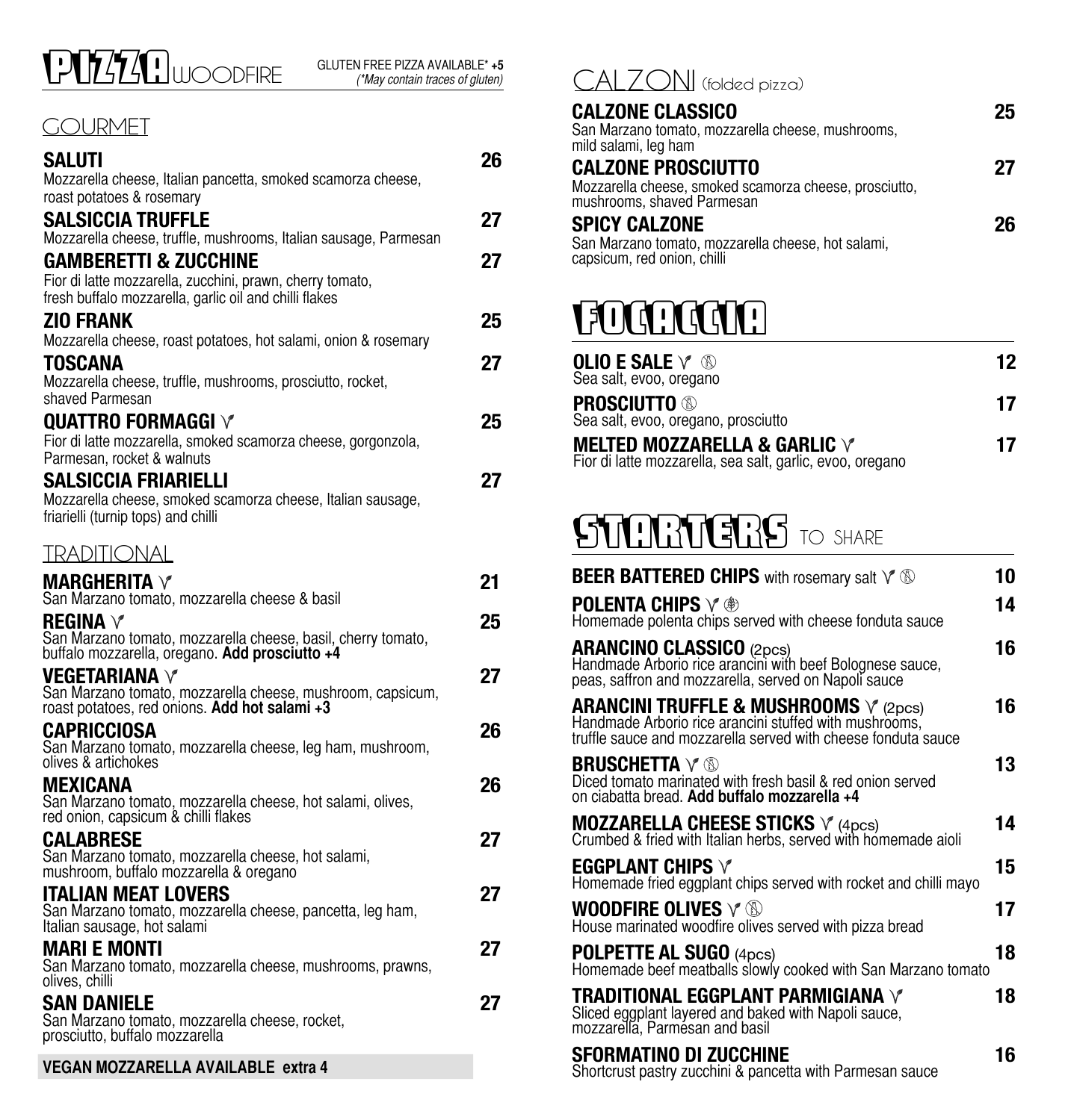# PIZZA WOODFIRE

GLUTEN FREE PIZZA AVAILABLE* **+5**
*(\*May contain traces of gluten)*

## GOURMET

**SALUTI** 26
Mozzarella cheese, Italian pancetta, smoked scamorza cheese, roast potatoes & rosemary

**SALSICCIA TRUFFLE** 27
Mozzarella cheese, truffle, mushrooms, Italian sausage, Parmesan

**GAMBERETTI & ZUCCHINE** 27
Fior di latte mozzarella, zucchini, prawn, cherry tomato, fresh buffalo mozzarella, garlic oil and chilli flakes

**ZIO FRANK** 25
Mozzarella cheese, roast potatoes, hot salami, onion & rosemary

**TOSCANA** 27
Mozzarella cheese, truffle, mushrooms, prosciutto, rocket, shaved Parmesan

**QUATTRO FORMAGGI** V 25
Fior di latte mozzarella, smoked scamorza cheese, gorgonzola, Parmesan, rocket & walnuts

**SALSICCIA FRIARIELLI** 27
Mozzarella cheese, smoked scamorza cheese, Italian sausage, friarielli (turnip tops) and chilli

## TRADITIONAL

**MARGHERITA** V 21
San Marzano tomato, mozzarella cheese & basil

**REGINA** V 25
San Marzano tomato, mozzarella cheese, basil, cherry tomato, buffalo mozzarella, oregano. **Add prosciutto +4**

**VEGETARIANA** V 27
San Marzano tomato, mozzarella cheese, mushroom, capsicum, roast potatoes, red onions. **Add hot salami +3**

**CAPRICCIOSA** 26
San Marzano tomato, mozzarella cheese, leg ham, mushroom, olives & artichokes

**MEXICANA** 26
San Marzano tomato, mozzarella cheese, hot salami, olives, red onion, capsicum & chilli flakes

**CALABRESE** 27
San Marzano tomato, mozzarella cheese, hot salami, mushroom, buffalo mozzarella & oregano

**ITALIAN MEAT LOVERS** 27
San Marzano tomato, mozzarella cheese, pancetta, leg ham, Italian sausage, hot salami

**MARI E MONTI** 27
San Marzano tomato, mozzarella cheese, mushrooms, prawns, olives, chilli

**SAN DANIELE** 27
San Marzano tomato, mozzarella cheese, rocket, prosciutto, buffalo mozzarella

**VEGAN MOZZARELLA AVAILABLE extra 4**

# CALZONI (folded pizza)

**CALZONE CLASSICO** 25
San Marzano tomato, mozzarella cheese, mushrooms, mild salami, leg ham

**CALZONE PROSCIUTTO** 27
Mozzarella cheese, smoked scamorza cheese, prosciutto, mushrooms, shaved Parmesan

**SPICY CALZONE** 26
San Marzano tomato, mozzarella cheese, hot salami, capsicum, red onion, chilli

# FOCACCIA

**OLIO E SALE** V 12
Sea salt, evoo, oregano

**PROSCIUTTO** 17
Sea salt, evoo, oregano, prosciutto

**MELTED MOZZARELLA & GARLIC** V 17
Fior di latte mozzarella, sea salt, garlic, evoo, oregano

# STARTERS TO SHARE

**BEER BATTERED CHIPS** with rosemary salt V 10

**POLENTA CHIPS** V 14
Homemade polenta chips served with cheese fonduta sauce

**ARANCINO CLASSICO** (2pcs) 16
Handmade Arborio rice arancini with beef Bolognese sauce, peas, saffron and mozzarella, served on Napoli sauce

**ARANCINI TRUFFLE & MUSHROOMS** V (2pcs) 16
Handmade Arborio rice arancini stuffed with mushrooms, truffle sauce and mozzarella served with cheese fonduta sauce

**BRUSCHETTA** V 13
Diced tomato marinated with fresh basil & red onion served on ciabatta bread. **Add buffalo mozzarella +4**

**MOZZARELLA CHEESE STICKS** V (4pcs) 14
Crumbed & fried with Italian herbs, served with homemade aioli

**EGGPLANT CHIPS** V 15
Homemade fried eggplant chips served with rocket and chilli mayo

**WOODFIRE OLIVES** V 17
House marinated woodfire olives served with pizza bread

**POLPETTE AL SUGO** (4pcs) 18
Homemade beef meatballs slowly cooked with San Marzano tomato

**TRADITIONAL EGGPLANT PARMIGIANA** V 18
Sliced eggplant layered and baked with Napoli sauce, mozzarella, Parmesan and basil

**SFORMATINO DI ZUCCHINE** 16
Shortcrust pastry zucchini & pancetta with Parmesan sauce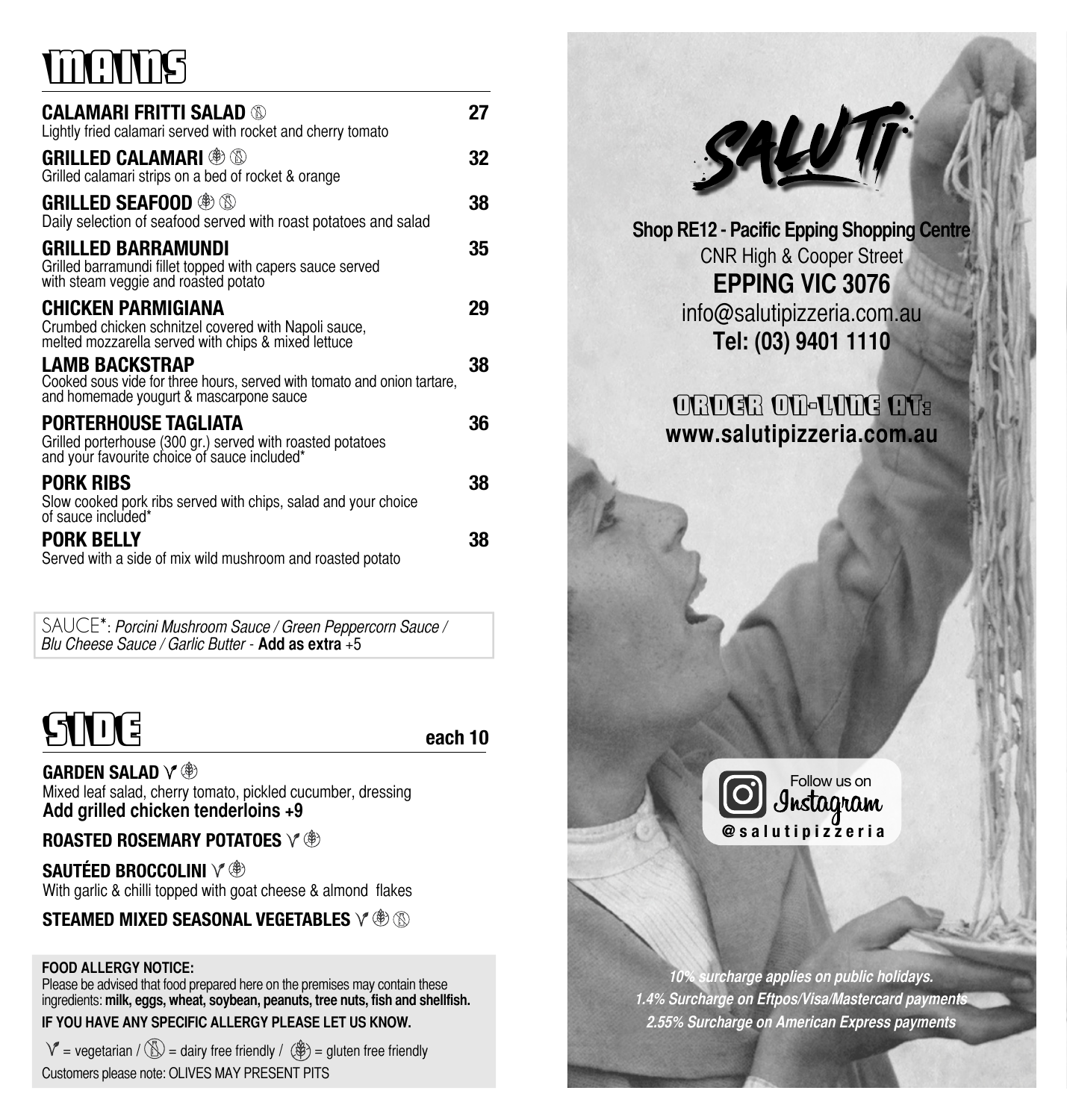# MAINS

**CALAMARI FRITTI SALAD** ⓓ **27**
Lightly fried calamari served with rocket and cherry tomato

**GRILLED CALAMARI** ⓖ ⓓ **32**
Grilled calamari strips on a bed of rocket & orange

**GRILLED SEAFOOD** ⓖ ⓓ **38**
Daily selection of seafood served with roast potatoes and salad

**GRILLED BARRAMUNDI** **35**
Grilled barramundi fillet topped with capers sauce served with steam veggie and roasted potato

**CHICKEN PARMIGIANA** **29**
Crumbed chicken schnitzel covered with Napoli sauce, melted mozzarella served with chips & mixed lettuce

**LAMB BACKSTRAP** **38**
Cooked sous vide for three hours, served with tomato and onion tartare, and homemade yougurt & mascarpone sauce

**PORTERHOUSE TAGLIATA** **36**
Grilled porterhouse (300 gr.) served with roasted potatoes and your favourite choice of sauce included*

**PORK RIBS** **38**
Slow cooked pork ribs served with chips, salad and your choice of sauce included*

**PORK BELLY** **38**
Served with a side of mix wild mushroom and roasted potato

SAUCE*: *Porcini Mushroom Sauce / Green Peppercorn Sauce / Blu Cheese Sauce / Garlic Butter* - **Add as extra** +5

# SIDE

**each 10**

**GARDEN SALAD** V ⓖ
Mixed leaf salad, cherry tomato, pickled cucumber, dressing
**Add grilled chicken tenderloins +9**

**ROASTED ROSEMARY POTATOES** V ⓖ

**SAUTÉED BROCCOLINI** V ⓖ
With garlic & chilli topped with goat cheese & almond flakes

**STEAMED MIXED SEASONAL VEGETABLES** V ⓖ ⓓ

**FOOD ALLERGY NOTICE:**
Please be advised that food prepared here on the premises may contain these ingredients: **milk, eggs, wheat, soybean, peanuts, tree nuts, fish and shellfish.**

**IF YOU HAVE ANY SPECIFIC ALLERGY PLEASE LET US KNOW.**

V = vegetarian / ⓓ = dairy free friendly / ⓖ = gluten free friendly

Customers please note: OLIVES MAY PRESENT PITS

# SALUTI

**Shop RE12 - Pacific Epping Shopping Centre**
CNR High & Cooper Street
**EPPING VIC 3076**
info@salutipizzeria.com.au
**Tel: (03) 9401 1110**

ORDER ON-LINE AT:
**www.salutipizzeria.com.au**

Follow us on Instagram
**@salutipizzeria**

*10% surcharge applies on public holidays.*
*1.4% Surcharge on Eftpos/Visa/Mastercard payments*
*2.55% Surcharge on American Express payments*